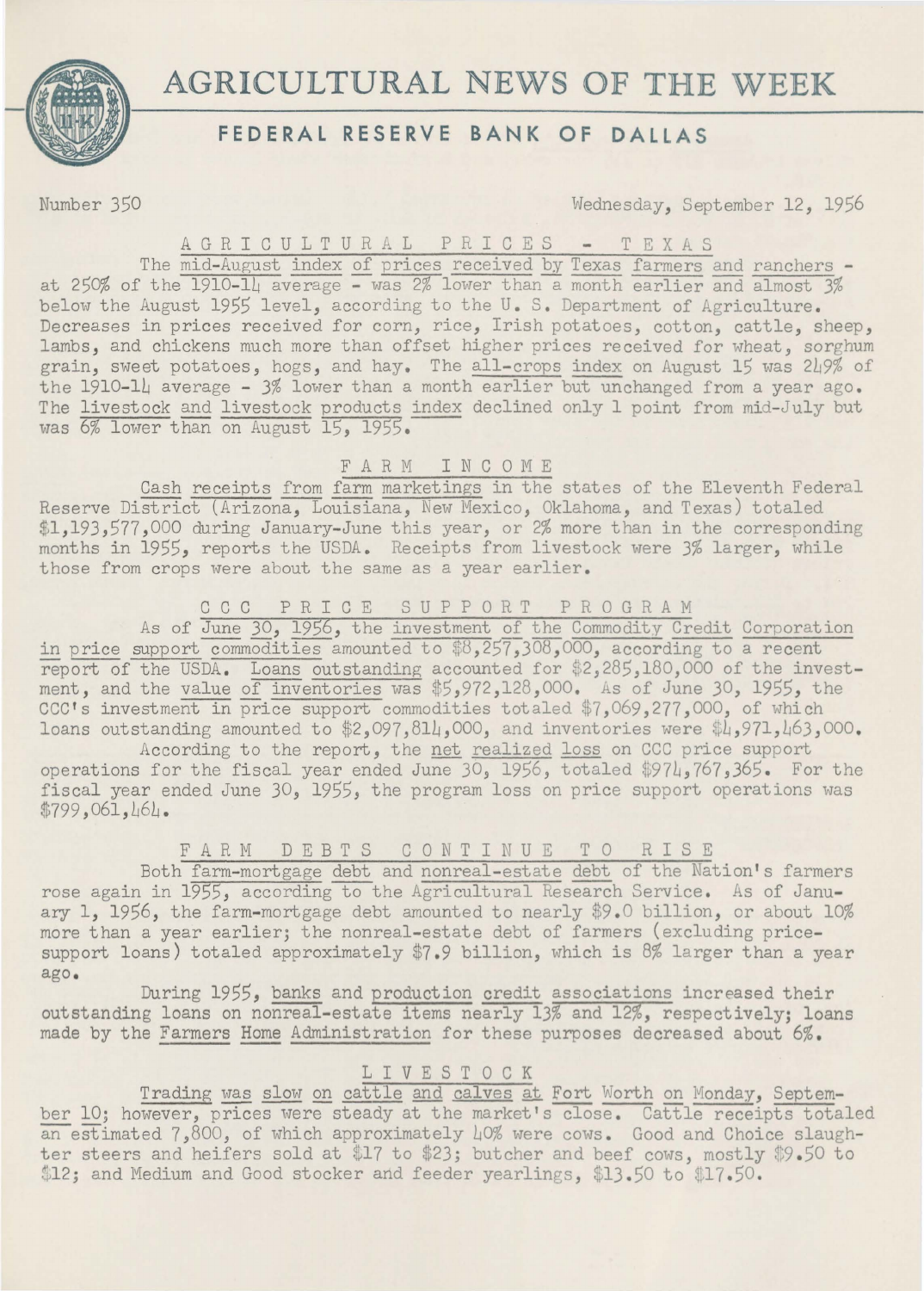# AGRICULTURAL NEWS OF THE WEEK

## FEDERAL RESERVE BANK OF DALLAS

Number 350 — Wednesday, September 12, 1956

### AGRICULTURAL PRICES - TEXAS

The mid-August index of prices received by Texas farmers and ranchers - at 250% of the 1910-14 average - was 2% lower than a month earlier and almost 3% below the August 1955 level, according to the U. S. Department of Agriculture. Decreases in prices received for corn, rice, Irish potatoes, cotton, cattle, sheep, lambs, and chickens much more than offset higher prices received for wheat, sorghum grain, sweet potatoes, hogs, and hay. The all-crops index on August 15 was 249% of the 1910-14 average - 3% lower than a month earlier but unchanged from a year ago. The livestock and livestock products index declined only 1 point from mid-July but was 6% lower than on August 15, 1955.

### FARM INCOME

Cash receipts from farm marketings in the states of the Eleventh Federal Reserve District (Arizona, Louisiana, New Mexico, Oklahoma, and Texas) totaled $1,193,577,000 during January-June this year, or 2% more than in the corresponding months in 1955, reports the USDA. Receipts from livestock were 3% larger, while those from crops were about the same as a year earlier.

### CCC PRICE SUPPORT PROGRAM

As of June 30, 1956, the investment of the Commodity Credit Corporation in price support commodities amounted to $8,257,308,000, according to a recent report of the USDA. Loans outstanding accounted for $2,285,180,000 of the investment, and the value of inventories was $5,972,128,000. As of June 30, 1955, the CCC's investment in price support commodities totaled $7,069,277,000, of which loans outstanding amounted to $2,097,814,000, and inventories were $4,971,463,000.

According to the report, the net realized loss on CCC price support operations for the fiscal year ended June 30, 1956, totaled $974,767,365. For the fiscal year ended June 30, 1955, the program loss on price support operations was $799,061,464.

### FARM DEBTS CONTINUE TO RISE

Both farm-mortgage debt and nonreal-estate debt of the Nation's farmers rose again in 1955, according to the Agricultural Research Service. As of January 1, 1956, the farm-mortgage debt amounted to nearly $9.0 billion, or about 10% more than a year earlier; the nonreal-estate debt of farmers (excluding price-support loans) totaled approximately $7.9 billion, which is 8% larger than a year ago.

During 1955, banks and production credit associations increased their outstanding loans on nonreal-estate items nearly 13% and 12%, respectively; loans made by the Farmers Home Administration for these purposes decreased about 6%.

### LIVESTOCK

Trading was slow on cattle and calves at Fort Worth on Monday, September 10; however, prices were steady at the market's close. Cattle receipts totaled an estimated 7,800, of which approximately 40% were cows. Good and Choice slaughter steers and heifers sold at $17 to $23; butcher and beef cows, mostly $9.50 to $12; and Medium and Good stocker and feeder yearlings, $13.50 to $17.50.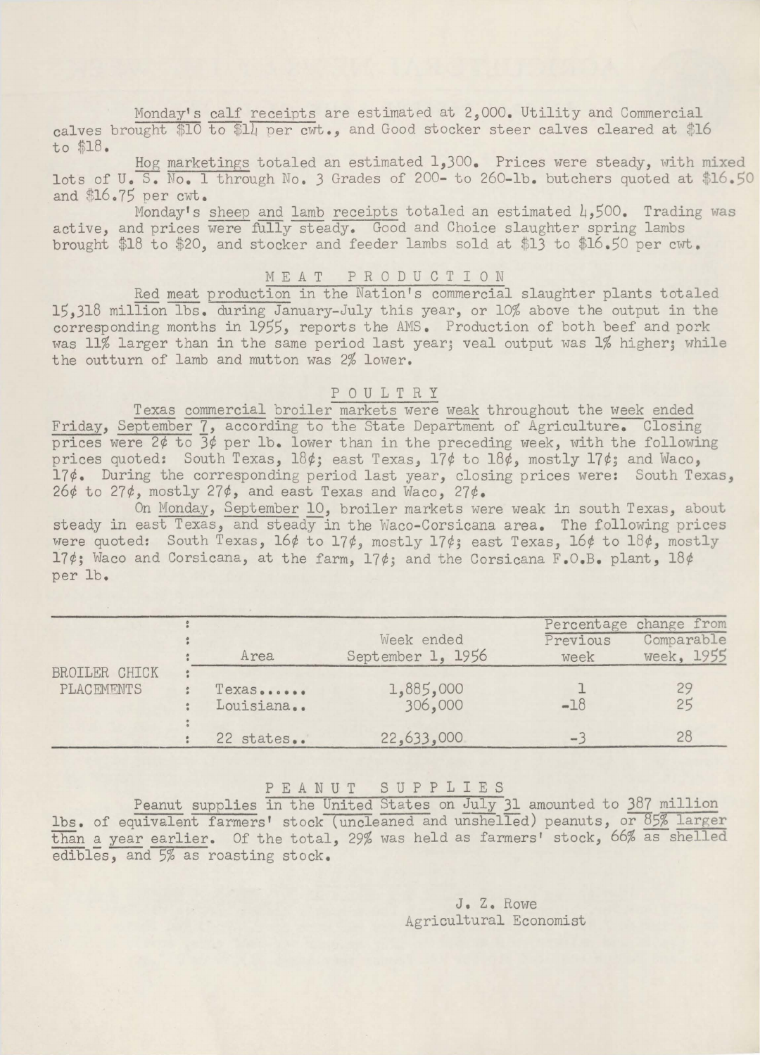Monday's calf receipts are estimated at 2,000. Utility and Commercial calves brought $10 to $14 per cwt., and Good stocker steer calves cleared at $16 to $18.

Hog marketings totaled an estimated 1,300. Prices were steady, with mixed lots of U. S. No. 1 through No. 3 Grades of 200- to 260-lb. butchers quoted at $16.50 and $16.75 per cwt.

Monday's sheep and lamb receipts totaled an estimated 4,500. Trading was active, and prices were fully steady. Good and Choice slaughter spring lambs brought $18 to $20, and stocker and feeder lambs sold at $13 to $16.50 per cwt.

## MEAT PRODUCTION

Red meat production in the Nation's commercial slaughter plants totaled 15,318 million lbs. during January-July this year, or 10% above the output in the corresponding months in 1955, reports the AMS. Production of both beef and pork was 11% larger than in the same period last year; veal output was 1% higher; while the outturn of lamb and mutton was 2% lower.

## POULTRY

Texas commercial broiler markets were weak throughout the week ended Friday, September 7, according to the State Department of Agriculture. Closing prices were 2¢ to 3¢ per lb. lower than in the preceding week, with the following prices quoted: South Texas, 18¢; east Texas, 17¢ to 18¢, mostly 17¢; and Waco, 17¢. During the corresponding period last year, closing prices were: South Texas, 26¢ to 27¢, mostly 27¢, and east Texas and Waco, 27¢.

On Monday, September 10, broiler markets were weak in south Texas, about steady in east Texas, and steady in the Waco-Corsicana area. The following prices were quoted: South Texas, 16¢ to 17¢, mostly 17¢; east Texas, 16¢ to 18¢, mostly 17¢; Waco and Corsicana, at the farm, 17¢; and the Corsicana F.O.B. plant, 18¢ per lb.

| | Area | Week ended September 1, 1956 | Percentage change from | |
|---|---|---|---|---|
| | | | Previous week | Comparable week, 1955 |
| BROILER CHICK PLACEMENTS | Texas...... | 1,885,000 | 1 | 29 |
| | Louisiana.. | 306,000 | -18 | 25 |
| | 22 states.. | 22,633,000 | -3 | 28 |

## PEANUT SUPPLIES

Peanut supplies in the United States on July 31 amounted to 387 million lbs. of equivalent farmers' stock (uncleaned and unshelled) peanuts, or 85% larger than a year earlier. Of the total, 29% was held as farmers' stock, 66% as shelled edibles, and 5% as roasting stock.

J. Z. Rowe
Agricultural Economist